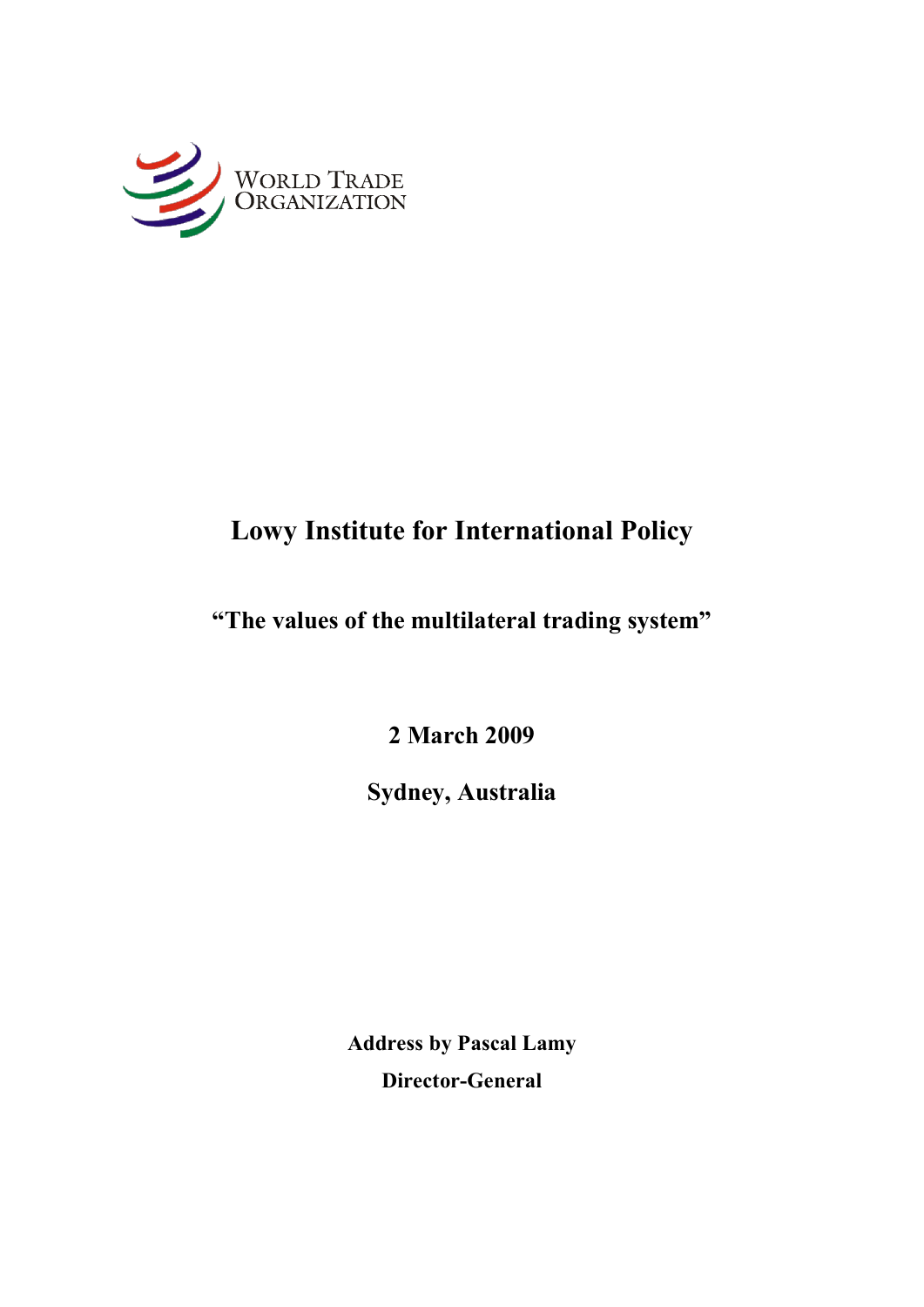WORLD TRADE ORGANIZATION

# Lowy Institute for International Policy

## "The values of the multilateral trading system"

**2 March 2009**

**Sydney, Australia**

**Address by Pascal Lamy**

**Director-General**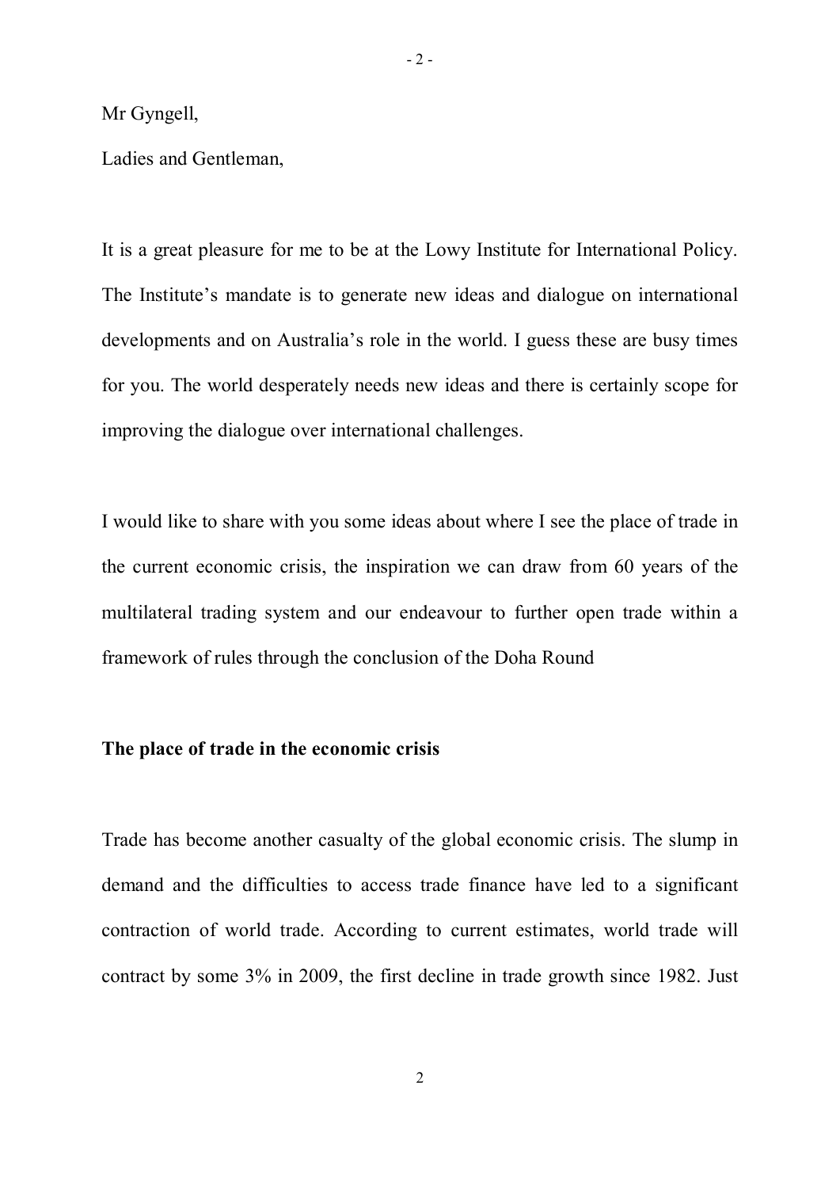Mr Gyngell,

Ladies and Gentleman,

It is a great pleasure for me to be at the Lowy Institute for International Policy. The Institute's mandate is to generate new ideas and dialogue on international developments and on Australia's role in the world. I guess these are busy times for you. The world desperately needs new ideas and there is certainly scope for improving the dialogue over international challenges.

I would like to share with you some ideas about where I see the place of trade in the current economic crisis, the inspiration we can draw from 60 years of the multilateral trading system and our endeavour to further open trade within a framework of rules through the conclusion of the Doha Round

**The place of trade in the economic crisis**

Trade has become another casualty of the global economic crisis. The slump in demand and the difficulties to access trade finance have led to a significant contraction of world trade. According to current estimates, world trade will contract by some 3% in 2009, the first decline in trade growth since 1982. Just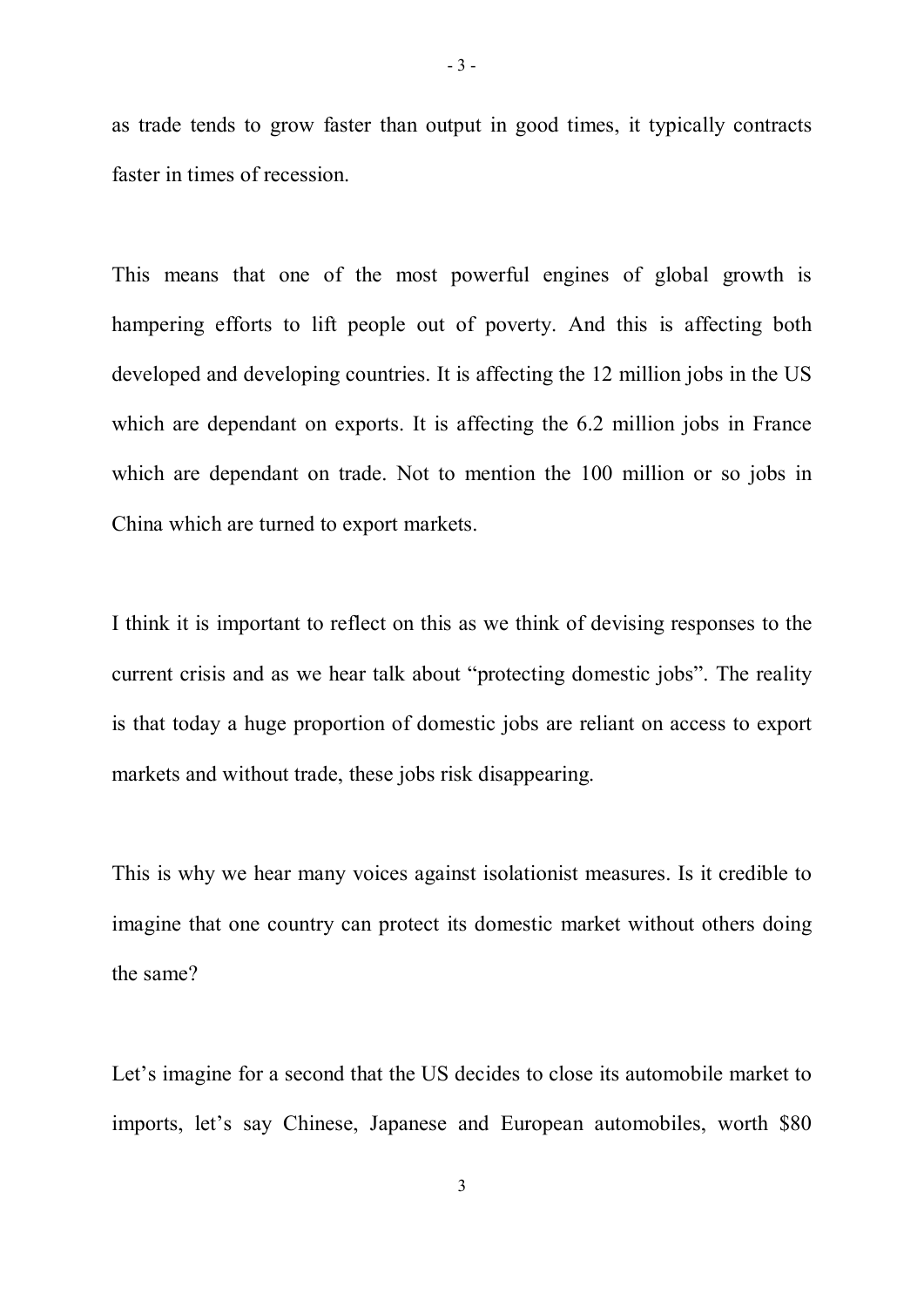as trade tends to grow faster than output in good times, it typically contracts faster in times of recession.

This means that one of the most powerful engines of global growth is hampering efforts to lift people out of poverty. And this is affecting both developed and developing countries. It is affecting the 12 million jobs in the US which are dependant on exports. It is affecting the 6.2 million jobs in France which are dependant on trade. Not to mention the 100 million or so jobs in China which are turned to export markets.

I think it is important to reflect on this as we think of devising responses to the current crisis and as we hear talk about "protecting domestic jobs". The reality is that today a huge proportion of domestic jobs are reliant on access to export markets and without trade, these jobs risk disappearing.

This is why we hear many voices against isolationist measures. Is it credible to imagine that one country can protect its domestic market without others doing the same?

Let's imagine for a second that the US decides to close its automobile market to imports, let's say Chinese, Japanese and European automobiles, worth $80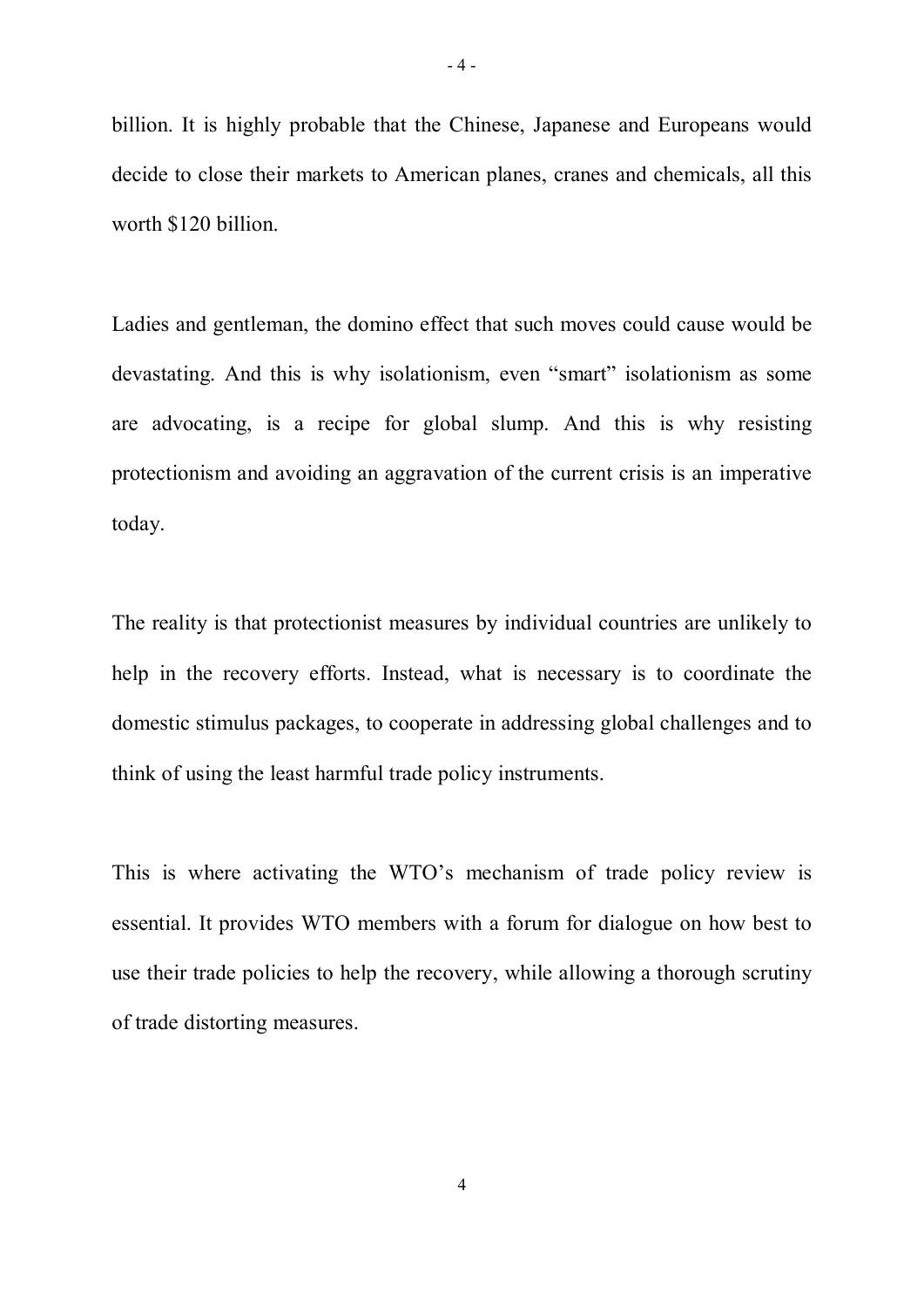billion. It is highly probable that the Chinese, Japanese and Europeans would decide to close their markets to American planes, cranes and chemicals, all this worth $120 billion.

Ladies and gentleman, the domino effect that such moves could cause would be devastating. And this is why isolationism, even "smart" isolationism as some are advocating, is a recipe for global slump. And this is why resisting protectionism and avoiding an aggravation of the current crisis is an imperative today.

The reality is that protectionist measures by individual countries are unlikely to help in the recovery efforts. Instead, what is necessary is to coordinate the domestic stimulus packages, to cooperate in addressing global challenges and to think of using the least harmful trade policy instruments.

This is where activating the WTO's mechanism of trade policy review is essential. It provides WTO members with a forum for dialogue on how best to use their trade policies to help the recovery, while allowing a thorough scrutiny of trade distorting measures.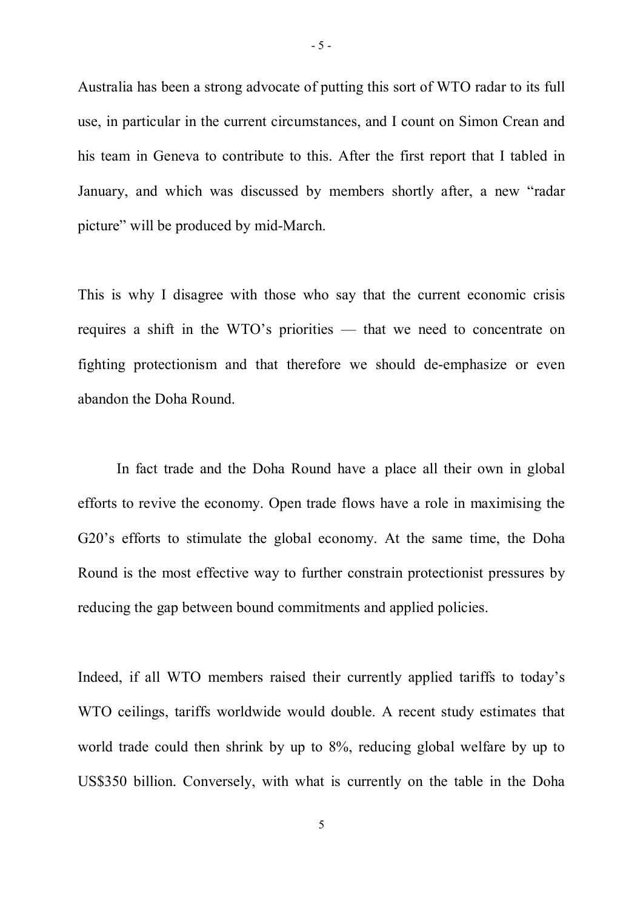Australia has been a strong advocate of putting this sort of WTO radar to its full use, in particular in the current circumstances, and I count on Simon Crean and his team in Geneva to contribute to this. After the first report that I tabled in January, and which was discussed by members shortly after, a new "radar picture" will be produced by mid-March.

This is why I disagree with those who say that the current economic crisis requires a shift in the WTO's priorities — that we need to concentrate on fighting protectionism and that therefore we should de-emphasize or even abandon the Doha Round.

In fact trade and the Doha Round have a place all their own in global efforts to revive the economy. Open trade flows have a role in maximising the G20's efforts to stimulate the global economy. At the same time, the Doha Round is the most effective way to further constrain protectionist pressures by reducing the gap between bound commitments and applied policies.

Indeed, if all WTO members raised their currently applied tariffs to today's WTO ceilings, tariffs worldwide would double. A recent study estimates that world trade could then shrink by up to 8%, reducing global welfare by up to US$350 billion. Conversely, with what is currently on the table in the Doha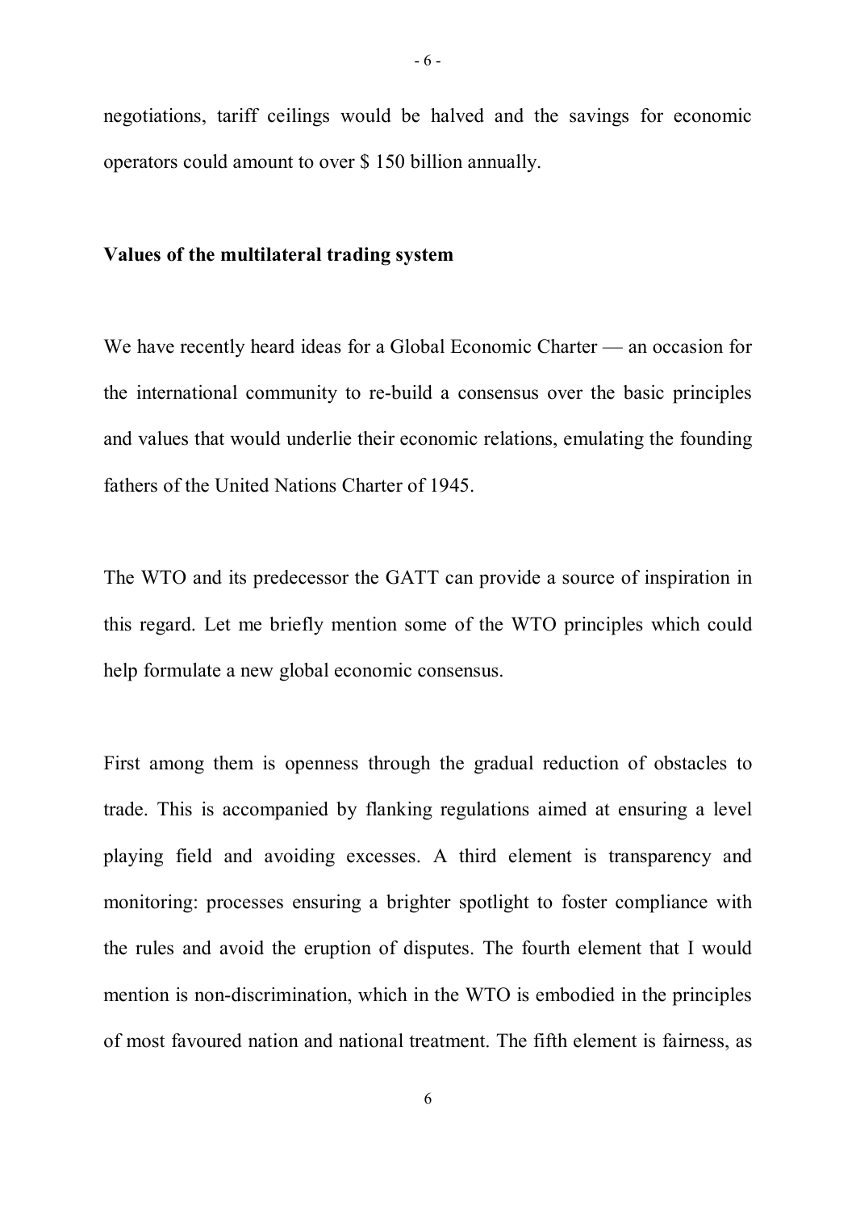negotiations, tariff ceilings would be halved and the savings for economic operators could amount to over $ 150 billion annually.

**Values of the multilateral trading system**

We have recently heard ideas for a Global Economic Charter — an occasion for the international community to re-build a consensus over the basic principles and values that would underlie their economic relations, emulating the founding fathers of the United Nations Charter of 1945.

The WTO and its predecessor the GATT can provide a source of inspiration in this regard. Let me briefly mention some of the WTO principles which could help formulate a new global economic consensus.

First among them is openness through the gradual reduction of obstacles to trade. This is accompanied by flanking regulations aimed at ensuring a level playing field and avoiding excesses. A third element is transparency and monitoring: processes ensuring a brighter spotlight to foster compliance with the rules and avoid the eruption of disputes. The fourth element that I would mention is non-discrimination, which in the WTO is embodied in the principles of most favoured nation and national treatment. The fifth element is fairness, as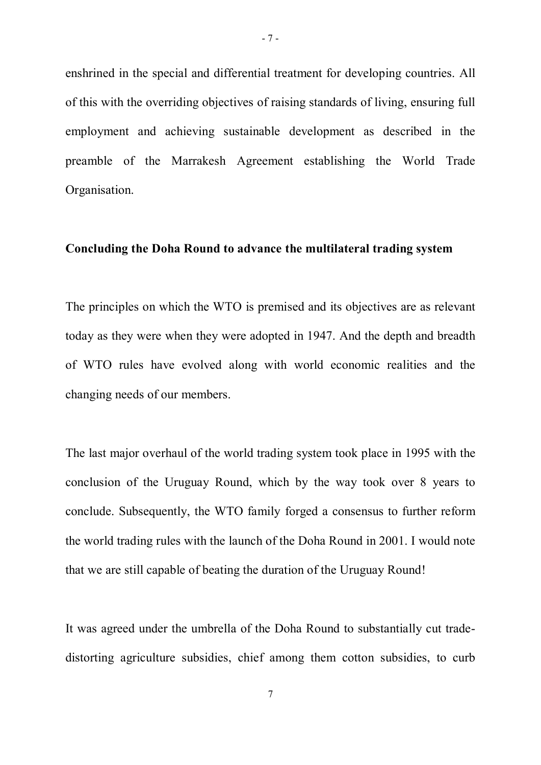enshrined in the special and differential treatment for developing countries. All of this with the overriding objectives of raising standards of living, ensuring full employment and achieving sustainable development as described in the preamble of the Marrakesh Agreement establishing the World Trade Organisation.

**Concluding the Doha Round to advance the multilateral trading system**

The principles on which the WTO is premised and its objectives are as relevant today as they were when they were adopted in 1947. And the depth and breadth of WTO rules have evolved along with world economic realities and the changing needs of our members.

The last major overhaul of the world trading system took place in 1995 with the conclusion of the Uruguay Round, which by the way took over 8 years to conclude. Subsequently, the WTO family forged a consensus to further reform the world trading rules with the launch of the Doha Round in 2001. I would note that we are still capable of beating the duration of the Uruguay Round!

It was agreed under the umbrella of the Doha Round to substantially cut trade-distorting agriculture subsidies, chief among them cotton subsidies, to curb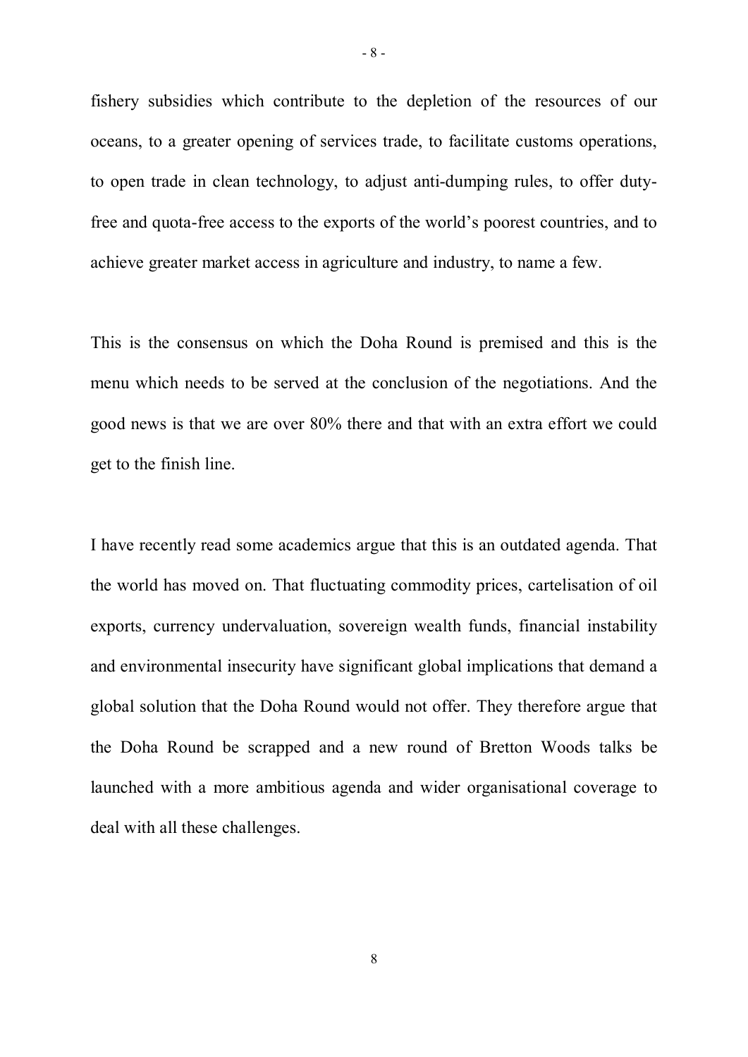fishery subsidies which contribute to the depletion of the resources of our oceans, to a greater opening of services trade, to facilitate customs operations, to open trade in clean technology, to adjust anti-dumping rules, to offer duty-free and quota-free access to the exports of the world's poorest countries, and to achieve greater market access in agriculture and industry, to name a few.

This is the consensus on which the Doha Round is premised and this is the menu which needs to be served at the conclusion of the negotiations. And the good news is that we are over 80% there and that with an extra effort we could get to the finish line.

I have recently read some academics argue that this is an outdated agenda. That the world has moved on. That fluctuating commodity prices, cartelisation of oil exports, currency undervaluation, sovereign wealth funds, financial instability and environmental insecurity have significant global implications that demand a global solution that the Doha Round would not offer. They therefore argue that the Doha Round be scrapped and a new round of Bretton Woods talks be launched with a more ambitious agenda and wider organisational coverage to deal with all these challenges.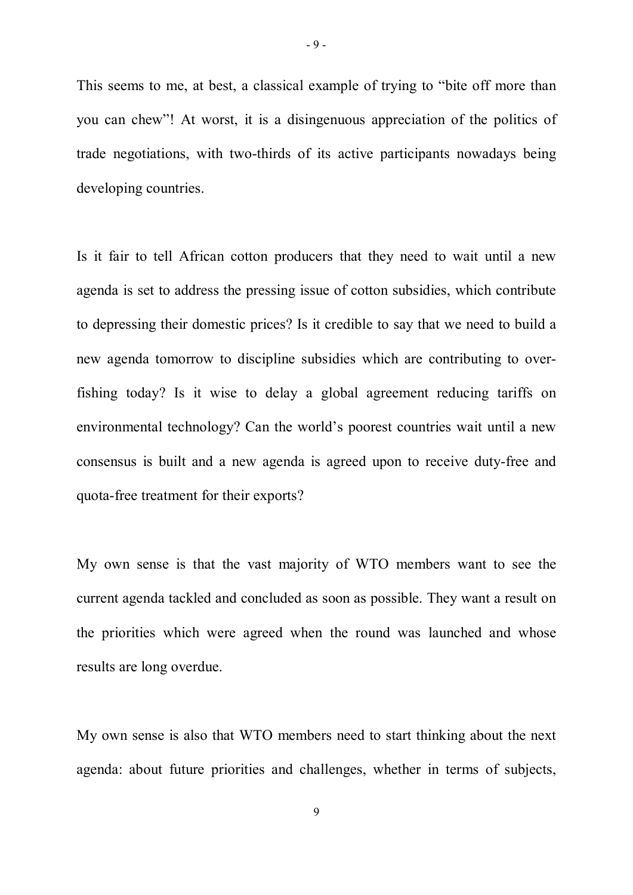This seems to me, at best, a classical example of trying to "bite off more than you can chew"! At worst, it is a disingenuous appreciation of the politics of trade negotiations, with two-thirds of its active participants nowadays being developing countries.

Is it fair to tell African cotton producers that they need to wait until a new agenda is set to address the pressing issue of cotton subsidies, which contribute to depressing their domestic prices? Is it credible to say that we need to build a new agenda tomorrow to discipline subsidies which are contributing to over-fishing today? Is it wise to delay a global agreement reducing tariffs on environmental technology? Can the world's poorest countries wait until a new consensus is built and a new agenda is agreed upon to receive duty-free and quota-free treatment for their exports?

My own sense is that the vast majority of WTO members want to see the current agenda tackled and concluded as soon as possible. They want a result on the priorities which were agreed when the round was launched and whose results are long overdue.

My own sense is also that WTO members need to start thinking about the next agenda: about future priorities and challenges, whether in terms of subjects,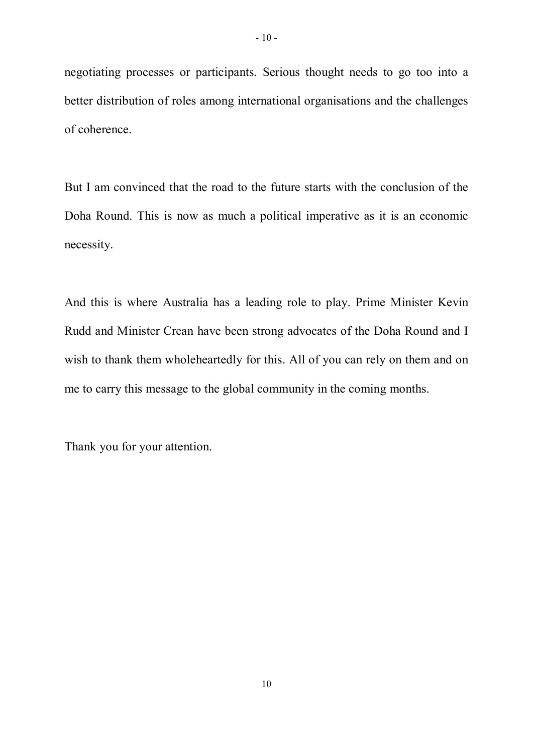negotiating processes or participants. Serious thought needs to go too into a better distribution of roles among international organisations and the challenges of coherence.

But I am convinced that the road to the future starts with the conclusion of the Doha Round. This is now as much a political imperative as it is an economic necessity.

And this is where Australia has a leading role to play. Prime Minister Kevin Rudd and Minister Crean have been strong advocates of the Doha Round and I wish to thank them wholeheartedly for this. All of you can rely on them and on me to carry this message to the global community in the coming months.

Thank you for your attention.